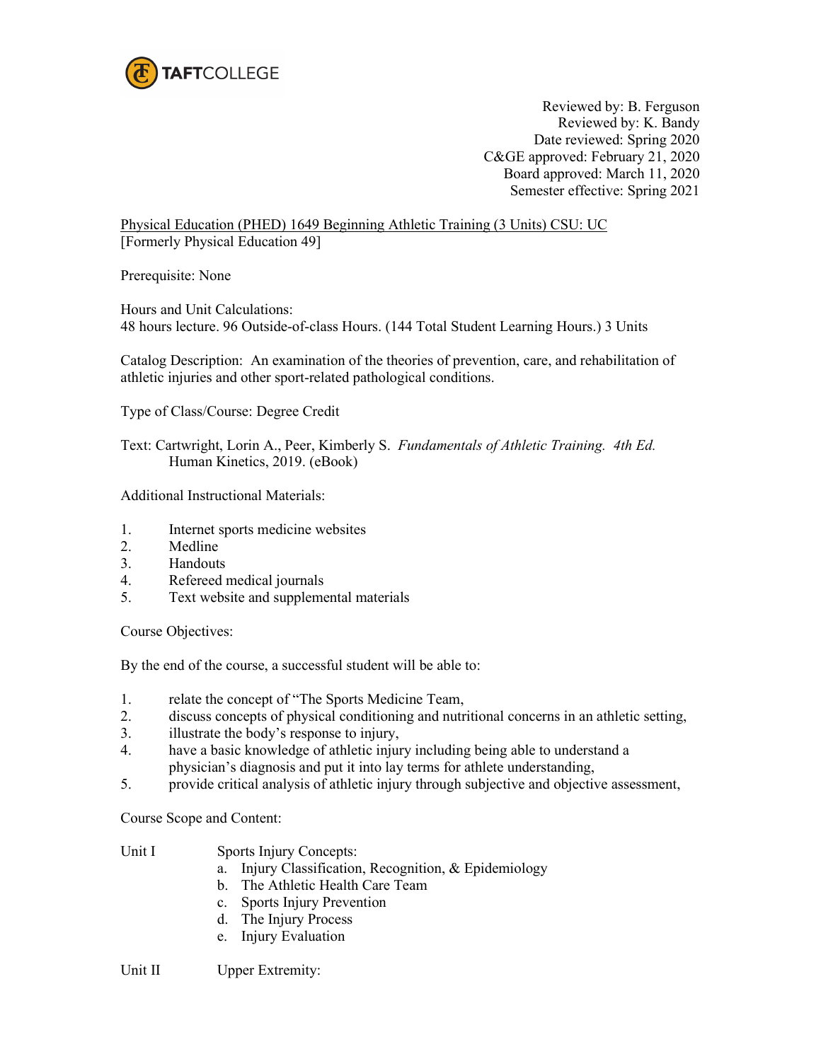TAFTCOLLEGE

Reviewed by: B. Ferguson
Reviewed by: K. Bandy
Date reviewed: Spring 2020
C&GE approved: February 21, 2020
Board approved: March 11, 2020
Semester effective: Spring 2021

Physical Education (PHED) 1649 Beginning Athletic Training (3 Units) CSU: UC
[Formerly Physical Education 49]

Prerequisite: None

Hours and Unit Calculations:
48 hours lecture. 96 Outside-of-class Hours. (144 Total Student Learning Hours.) 3 Units

Catalog Description: An examination of the theories of prevention, care, and rehabilitation of athletic injuries and other sport-related pathological conditions.

Type of Class/Course: Degree Credit

Text: Cartwright, Lorin A., Peer, Kimberly S. *Fundamentals of Athletic Training. 4th Ed.* Human Kinetics, 2019. (eBook)

Additional Instructional Materials:

1. Internet sports medicine websites
2. Medline
3. Handouts
4. Refereed medical journals
5. Text website and supplemental materials

Course Objectives:

By the end of the course, a successful student will be able to:

1. relate the concept of "The Sports Medicine Team,
2. discuss concepts of physical conditioning and nutritional concerns in an athletic setting,
3. illustrate the body's response to injury,
4. have a basic knowledge of athletic injury including being able to understand a physician's diagnosis and put it into lay terms for athlete understanding,
5. provide critical analysis of athletic injury through subjective and objective assessment,

Course Scope and Content:

Unit I Sports Injury Concepts:
- a. Injury Classification, Recognition, & Epidemiology
- b. The Athletic Health Care Team
- c. Sports Injury Prevention
- d. The Injury Process
- e. Injury Evaluation

Unit II Upper Extremity: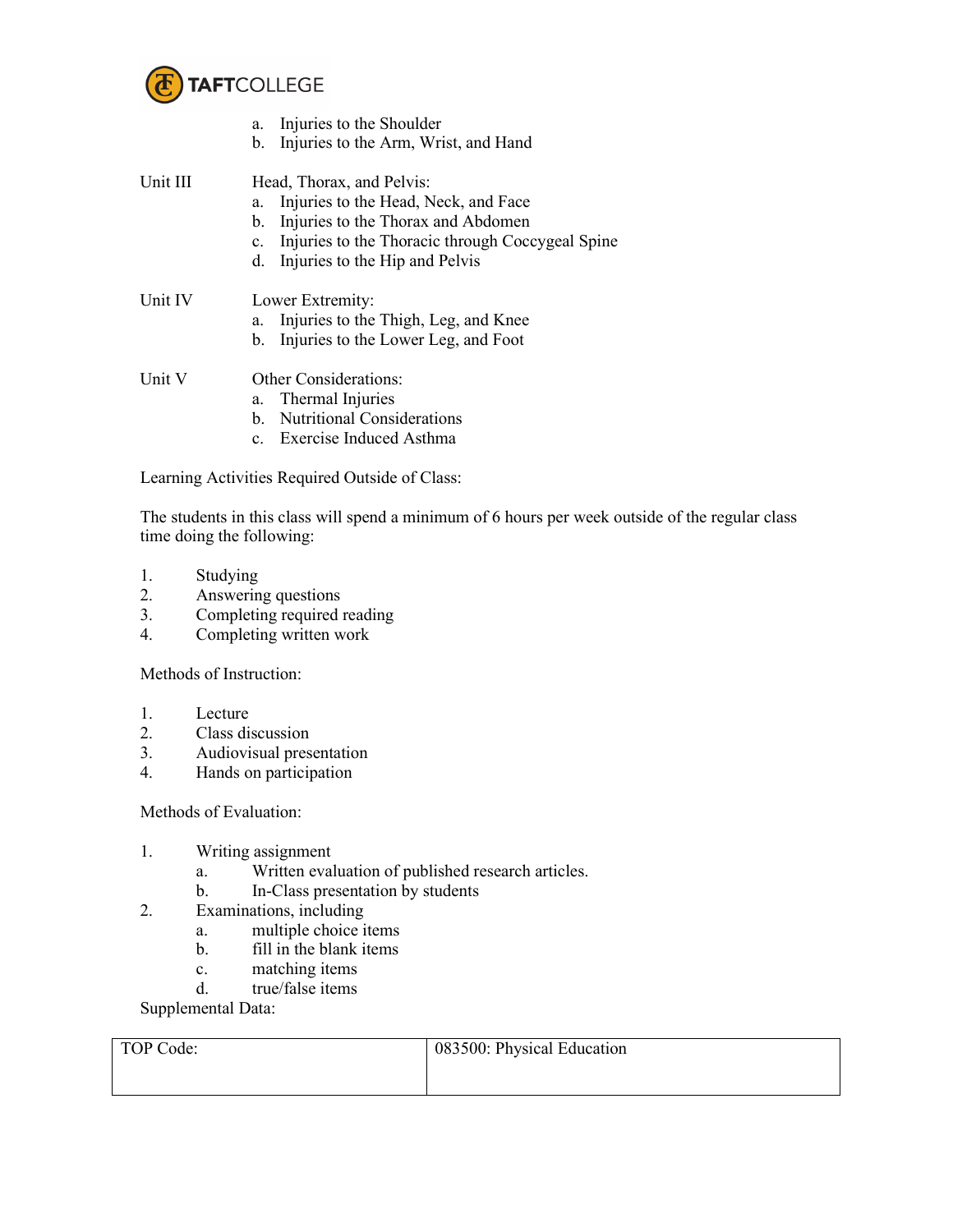a. Injuries to the Shoulder
b. Injuries to the Arm, Wrist, and Hand

Unit III Head, Thorax, and Pelvis:

a. Injuries to the Head, Neck, and Face
b. Injuries to the Thorax and Abdomen
c. Injuries to the Thoracic through Coccygeal Spine
d. Injuries to the Hip and Pelvis

Unit IV Lower Extremity:

a. Injuries to the Thigh, Leg, and Knee
b. Injuries to the Lower Leg, and Foot

Unit V Other Considerations:

a. Thermal Injuries
b. Nutritional Considerations
c. Exercise Induced Asthma

Learning Activities Required Outside of Class:

The students in this class will spend a minimum of 6 hours per week outside of the regular class time doing the following:

1. Studying
2. Answering questions
3. Completing required reading
4. Completing written work

Methods of Instruction:

1. Lecture
2. Class discussion
3. Audiovisual presentation
4. Hands on participation

Methods of Evaluation:

1. Writing assignment
   a. Written evaluation of published research articles.
   b. In-Class presentation by students
2. Examinations, including
   a. multiple choice items
   b. fill in the blank items
   c. matching items
   d. true/false items

Supplemental Data:

| TOP Code: | 083500: Physical Education |
|---|---|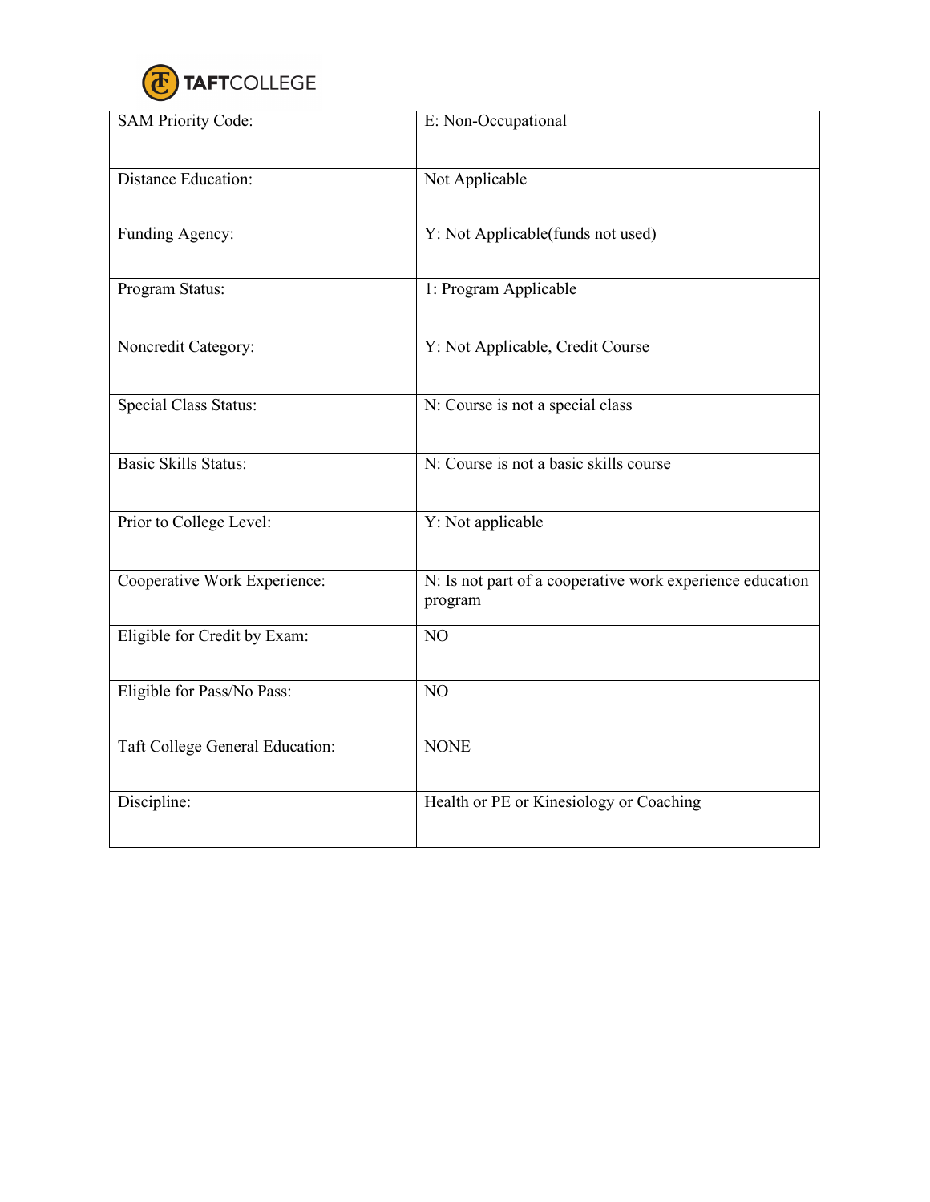| | |
|---|---|
| SAM Priority Code: | E: Non-Occupational |
| Distance Education: | Not Applicable |
| Funding Agency: | Y: Not Applicable(funds not used) |
| Program Status: | 1: Program Applicable |
| Noncredit Category: | Y: Not Applicable, Credit Course |
| Special Class Status: | N: Course is not a special class |
| Basic Skills Status: | N: Course is not a basic skills course |
| Prior to College Level: | Y: Not applicable |
| Cooperative Work Experience: | N: Is not part of a cooperative work experience education program |
| Eligible for Credit by Exam: | NO |
| Eligible for Pass/No Pass: | NO |
| Taft College General Education: | NONE |
| Discipline: | Health or PE or Kinesiology or Coaching |